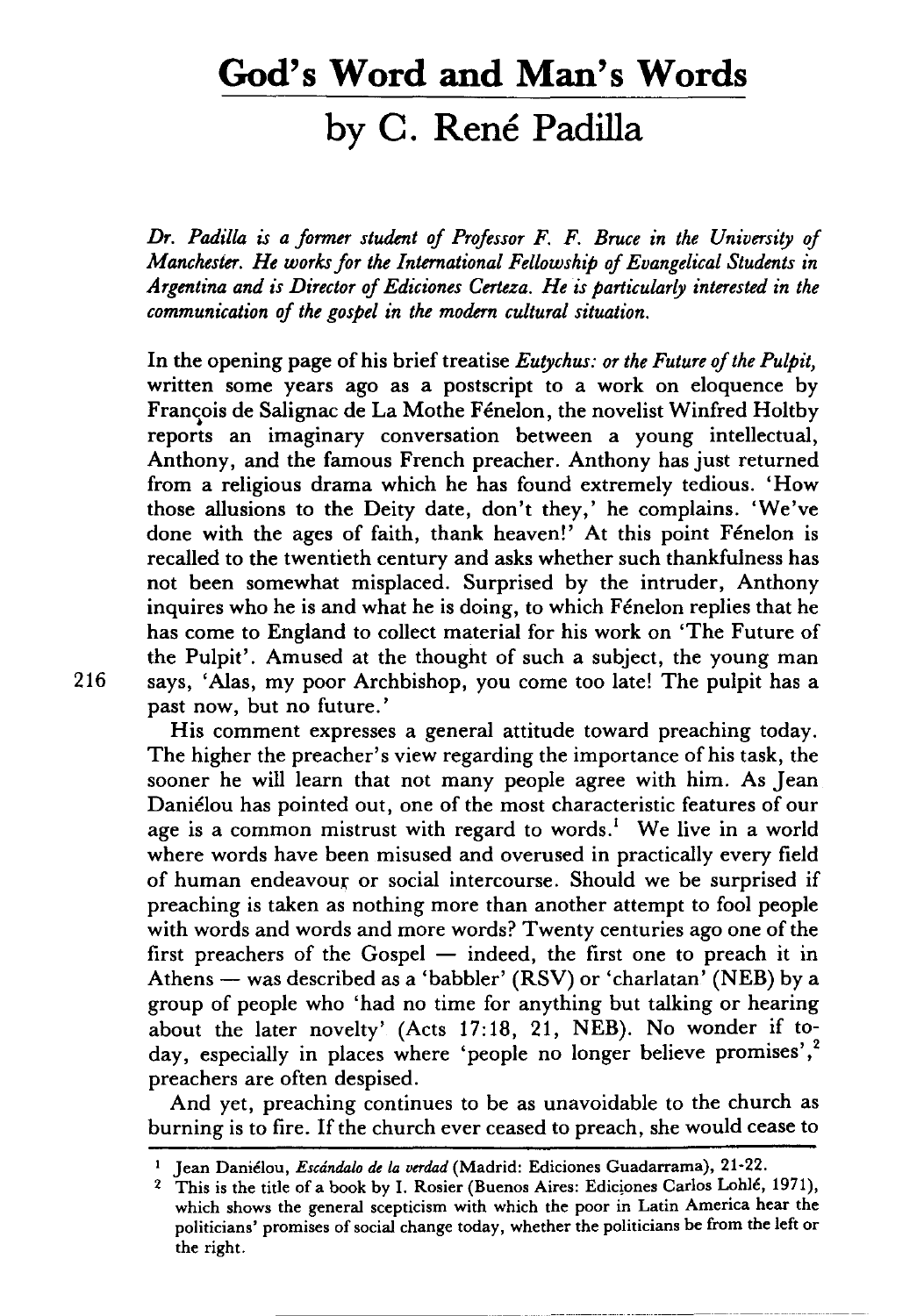# God's Word and Man's Words

## by C. René Padilla

*Dr. Padilla is a former student of Professor F. F. Bruce in the University of Manchester. He works for the International Fellowship of Evangelical Students in Argentina and is Director of Ediciones Certeza. He is particularly interested in the communication of the gospel in the modern cultural situation.*

In the opening page of his brief treatise *Eutychus: or the Future of the Pulpit*, written some years ago as a postscript to a work on eloquence by François de Salignac de La Mothe Fénelon, the novelist Winfred Holtby reports an imaginary conversation between a young intellectual, Anthony, and the famous French preacher. Anthony has just returned from a religious drama which he has found extremely tedious. 'How those allusions to the Deity date, don't they,' he complains. 'We've done with the ages of faith, thank heaven!' At this point Fénelon is recalled to the twentieth century and asks whether such thankfulness has not been somewhat misplaced. Surprised by the intruder, Anthony inquires who he is and what he is doing, to which Fénelon replies that he has come to England to collect material for his work on 'The Future of the Pulpit'. Amused at the thought of such a subject, the young man says, 'Alas, my poor Archbishop, you come too late! The pulpit has a past now, but no future.'

His comment expresses a general attitude toward preaching today. The higher the preacher's view regarding the importance of his task, the sooner he will learn that not many people agree with him. As Jean Daniélou has pointed out, one of the most characteristic features of our age is a common mistrust with regard to words.[1] We live in a world where words have been misused and overused in practically every field of human endeavour or social intercourse. Should we be surprised if preaching is taken as nothing more than another attempt to fool people with words and words and more words? Twenty centuries ago one of the first preachers of the Gospel — indeed, the first one to preach it in Athens — was described as a 'babbler' (RSV) or 'charlatan' (NEB) by a group of people who 'had no time for anything but talking or hearing about the later novelty' (Acts 17:18, 21, NEB). No wonder if today, especially in places where 'people no longer believe promises',[2] preachers are often despised.

And yet, preaching continues to be as unavoidable to the church as burning is to fire. If the church ever ceased to preach, she would cease to

---

[1] Jean Daniélou, *Escándalo de la verdad* (Madrid: Ediciones Guadarrama), 21-22.

[2] This is the title of a book by I. Rosier (Buenos Aires: Ediciones Carlos Lohlé, 1971), which shows the general scepticism with which the poor in Latin America hear the politicians' promises of social change today, whether the politicians be from the left or the right.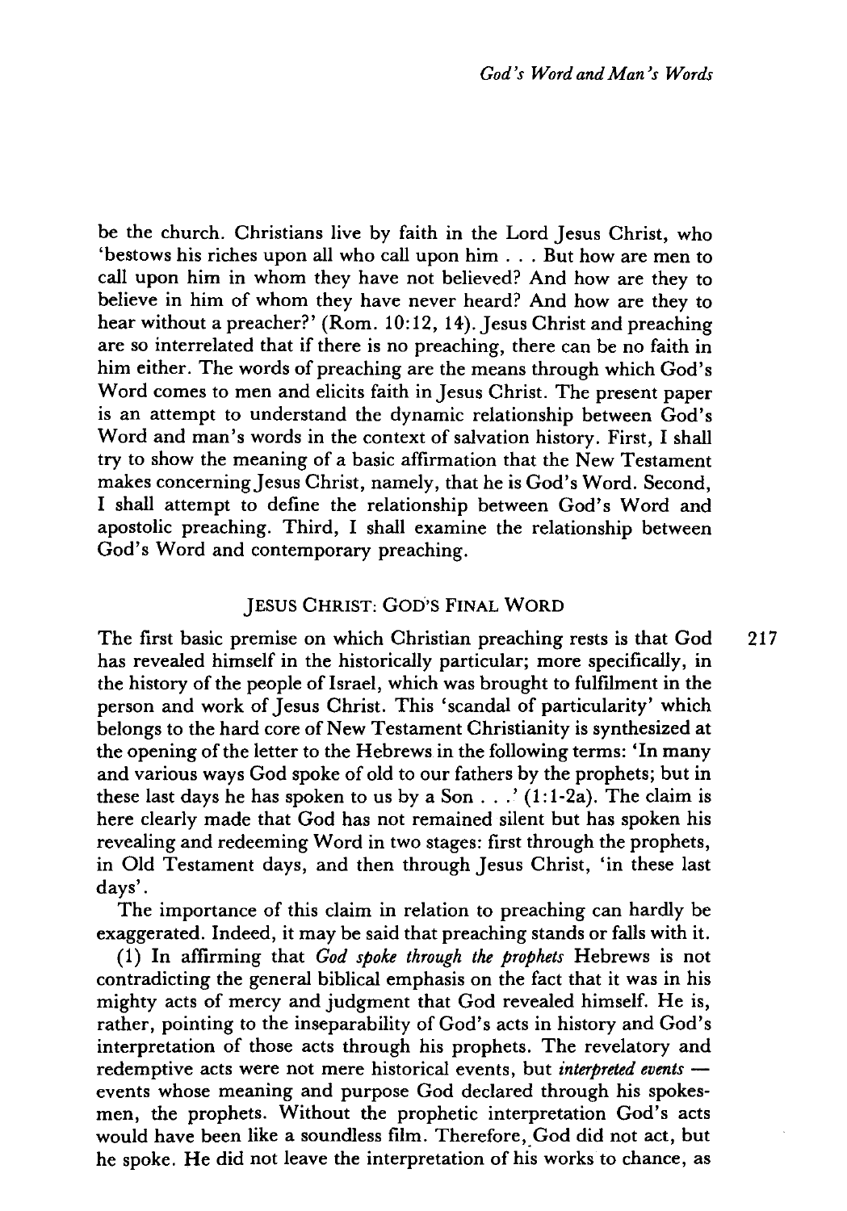be the church. Christians live by faith in the Lord Jesus Christ, who 'bestows his riches upon all who call upon him . . . But how are men to call upon him in whom they have not believed? And how are they to believe in him of whom they have never heard? And how are they to hear without a preacher?' (Rom. 10:12, 14). Jesus Christ and preaching are so interrelated that if there is no preaching, there can be no faith in him either. The words of preaching are the means through which God's Word comes to men and elicits faith in Jesus Christ. The present paper is an attempt to understand the dynamic relationship between God's Word and man's words in the context of salvation history. First, I shall try to show the meaning of a basic affirmation that the New Testament makes concerning Jesus Christ, namely, that he is God's Word. Second, I shall attempt to define the relationship between God's Word and apostolic preaching. Third, I shall examine the relationship between God's Word and contemporary preaching.

## JESUS CHRIST: GOD'S FINAL WORD

The first basic premise on which Christian preaching rests is that God has revealed himself in the historically particular; more specifically, in the history of the people of Israel, which was brought to fulfilment in the person and work of Jesus Christ. This 'scandal of particularity' which belongs to the hard core of New Testament Christianity is synthesized at the opening of the letter to the Hebrews in the following terms: 'In many and various ways God spoke of old to our fathers by the prophets; but in these last days he has spoken to us by a Son . . .' (1:1-2a). The claim is here clearly made that God has not remained silent but has spoken his revealing and redeeming Word in two stages: first through the prophets, in Old Testament days, and then through Jesus Christ, 'in these last days'.

The importance of this claim in relation to preaching can hardly be exaggerated. Indeed, it may be said that preaching stands or falls with it.

(1) In affirming that *God spoke through the prophets* Hebrews is not contradicting the general biblical emphasis on the fact that it was in his mighty acts of mercy and judgment that God revealed himself. He is, rather, pointing to the inseparability of God's acts in history and God's interpretation of those acts through his prophets. The revelatory and redemptive acts were not mere historical events, but *interpreted events* — events whose meaning and purpose God declared through his spokesmen, the prophets. Without the prophetic interpretation God's acts would have been like a soundless film. Therefore, God did not act, but he spoke. He did not leave the interpretation of his works to chance, as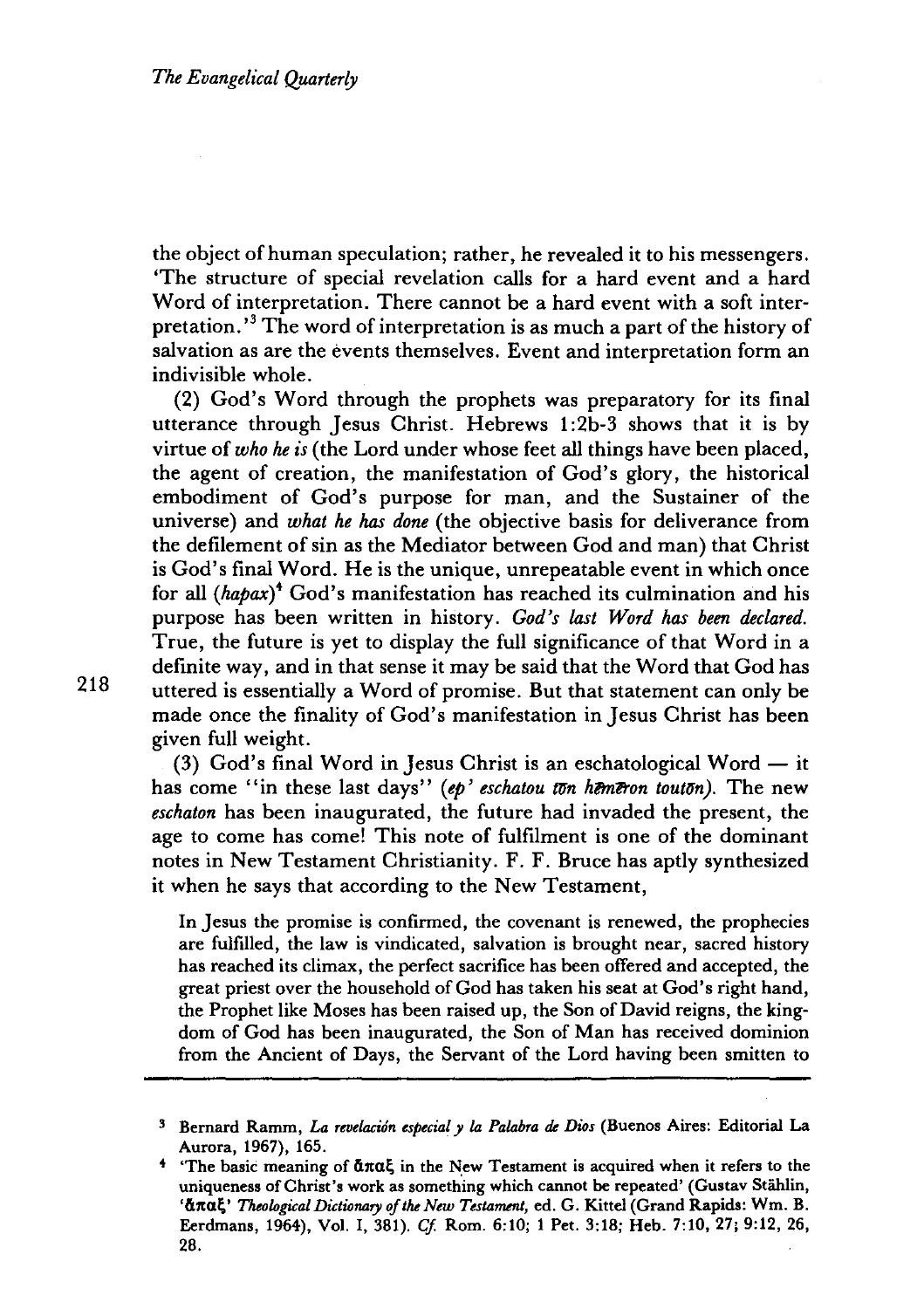the object of human speculation; rather, he revealed it to his messengers. 'The structure of special revelation calls for a hard event and a hard Word of interpretation. There cannot be a hard event with a soft interpretation.'[3] The word of interpretation is as much a part of the history of salvation as are the events themselves. Event and interpretation form an indivisible whole.

(2) God's Word through the prophets was preparatory for its final utterance through Jesus Christ. Hebrews 1:2b-3 shows that it is by virtue of *who he is* (the Lord under whose feet all things have been placed, the agent of creation, the manifestation of God's glory, the historical embodiment of God's purpose for man, and the Sustainer of the universe) and *what he has done* (the objective basis for deliverance from the defilement of sin as the Mediator between God and man) that Christ is God's final Word. He is the unique, unrepeatable event in which once for all (*hapax*)[4] God's manifestation has reached its culmination and his purpose has been written in history. *God's last Word has been declared.* True, the future is yet to display the full significance of that Word in a definite way, and in that sense it may be said that the Word that God has uttered is essentially a Word of promise. But that statement can only be made once the finality of God's manifestation in Jesus Christ has been given full weight.

(3) God's final Word in Jesus Christ is an eschatological Word — it has come "in these last days" (*ep' eschatou tōn hēmerōn toutōn*). The new *eschaton* has been inaugurated, the future had invaded the present, the age to come has come! This note of fulfilment is one of the dominant notes in New Testament Christianity. F. F. Bruce has aptly synthesized it when he says that according to the New Testament,

> In Jesus the promise is confirmed, the covenant is renewed, the prophecies are fulfilled, the law is vindicated, salvation is brought near, sacred history has reached its climax, the perfect sacrifice has been offered and accepted, the great priest over the household of God has taken his seat at God's right hand, the Prophet like Moses has been raised up, the Son of David reigns, the kingdom of God has been inaugurated, the Son of Man has received dominion from the Ancient of Days, the Servant of the Lord having been smitten to

---

[3] Bernard Ramm, *La revelación especial y la Palabra de Dios* (Buenos Aires: Editorial La Aurora, 1967), 165.

[4] 'The basic meaning of ἅπαξ in the New Testament is acquired when it refers to the uniqueness of Christ's work as something which cannot be repeated' (Gustav Stählin, 'ἅπαξ' *Theological Dictionary of the New Testament*, ed. G. Kittel (Grand Rapids: Wm. B. Eerdmans, 1964), Vol. I, 381). *Cf.* Rom. 6:10; 1 Pet. 3:18; Heb. 7:10, 27; 9:12, 26, 28.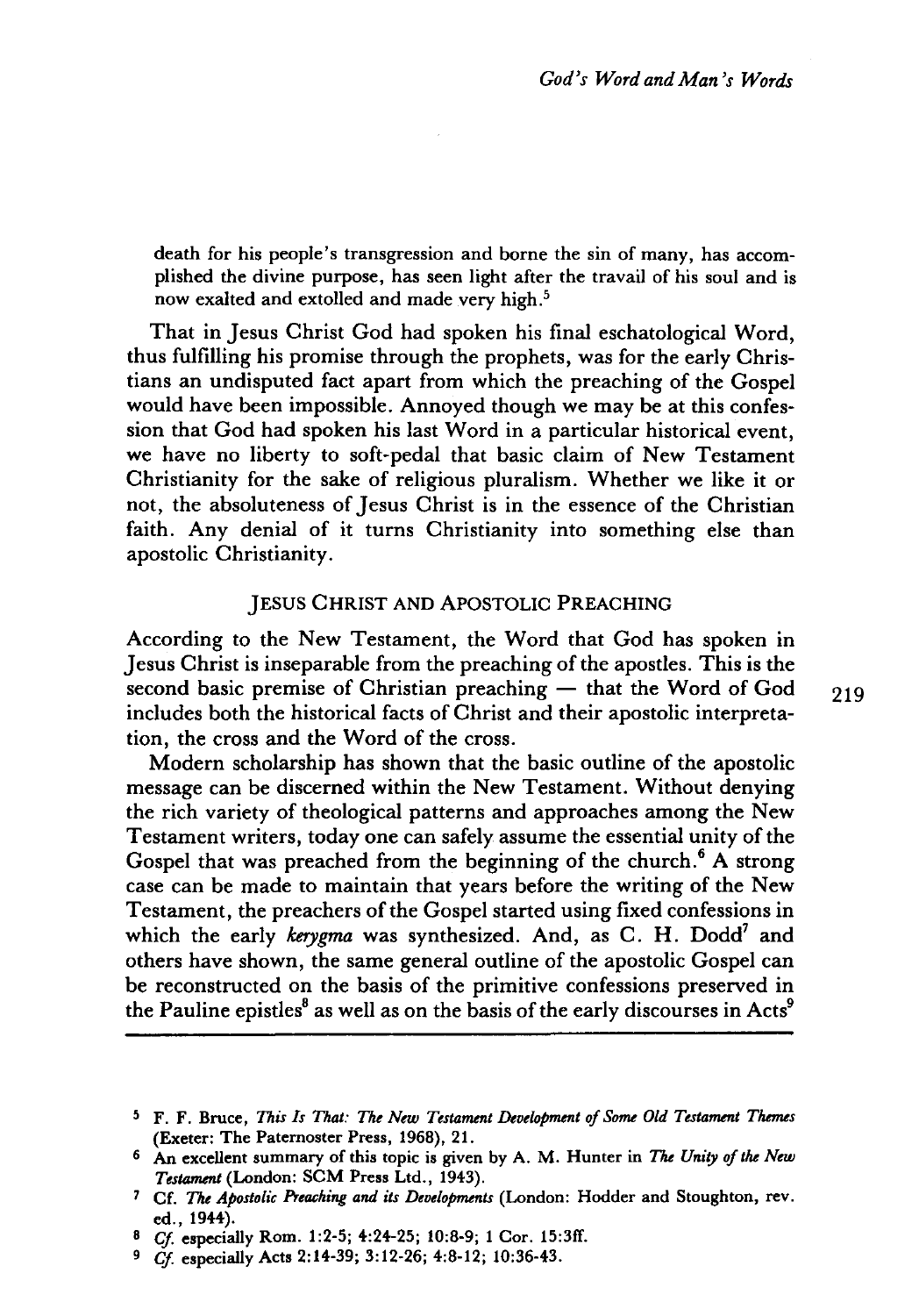death for his people's transgression and borne the sin of many, has accomplished the divine purpose, has seen light after the travail of his soul and is now exalted and extolled and made very high.[5]

That in Jesus Christ God had spoken his final eschatological Word, thus fulfilling his promise through the prophets, was for the early Christians an undisputed fact apart from which the preaching of the Gospel would have been impossible. Annoyed though we may be at this confession that God had spoken his last Word in a particular historical event, we have no liberty to soft-pedal that basic claim of New Testament Christianity for the sake of religious pluralism. Whether we like it or not, the absoluteness of Jesus Christ is in the essence of the Christian faith. Any denial of it turns Christianity into something else than apostolic Christianity.

## JESUS CHRIST AND APOSTOLIC PREACHING

According to the New Testament, the Word that God has spoken in Jesus Christ is inseparable from the preaching of the apostles. This is the second basic premise of Christian preaching — that the Word of God includes both the historical facts of Christ and their apostolic interpretation, the cross and the Word of the cross.

Modern scholarship has shown that the basic outline of the apostolic message can be discerned within the New Testament. Without denying the rich variety of theological patterns and approaches among the New Testament writers, today one can safely assume the essential unity of the Gospel that was preached from the beginning of the church.[6] A strong case can be made to maintain that years before the writing of the New Testament, the preachers of the Gospel started using fixed confessions in which the early *kerygma* was synthesized. And, as C. H. Dodd[7] and others have shown, the same general outline of the apostolic Gospel can be reconstructed on the basis of the primitive confessions preserved in the Pauline epistles[8] as well as on the basis of the early discourses in Acts[9]

---

[5] F. F. Bruce, *This Is That: The New Testament Development of Some Old Testament Themes* (Exeter: The Paternoster Press, 1968), 21.

[6] An excellent summary of this topic is given by A. M. Hunter in *The Unity of the New Testament* (London: SCM Press Ltd., 1943).

[7] Cf. *The Apostolic Preaching and its Developments* (London: Hodder and Stoughton, rev. ed., 1944).

[8] *Cf.* especially Rom. 1:2-5; 4:24-25; 10:8-9; 1 Cor. 15:3ff.

[9] *Cf.* especially Acts 2:14-39; 3:12-26; 4:8-12; 10:36-43.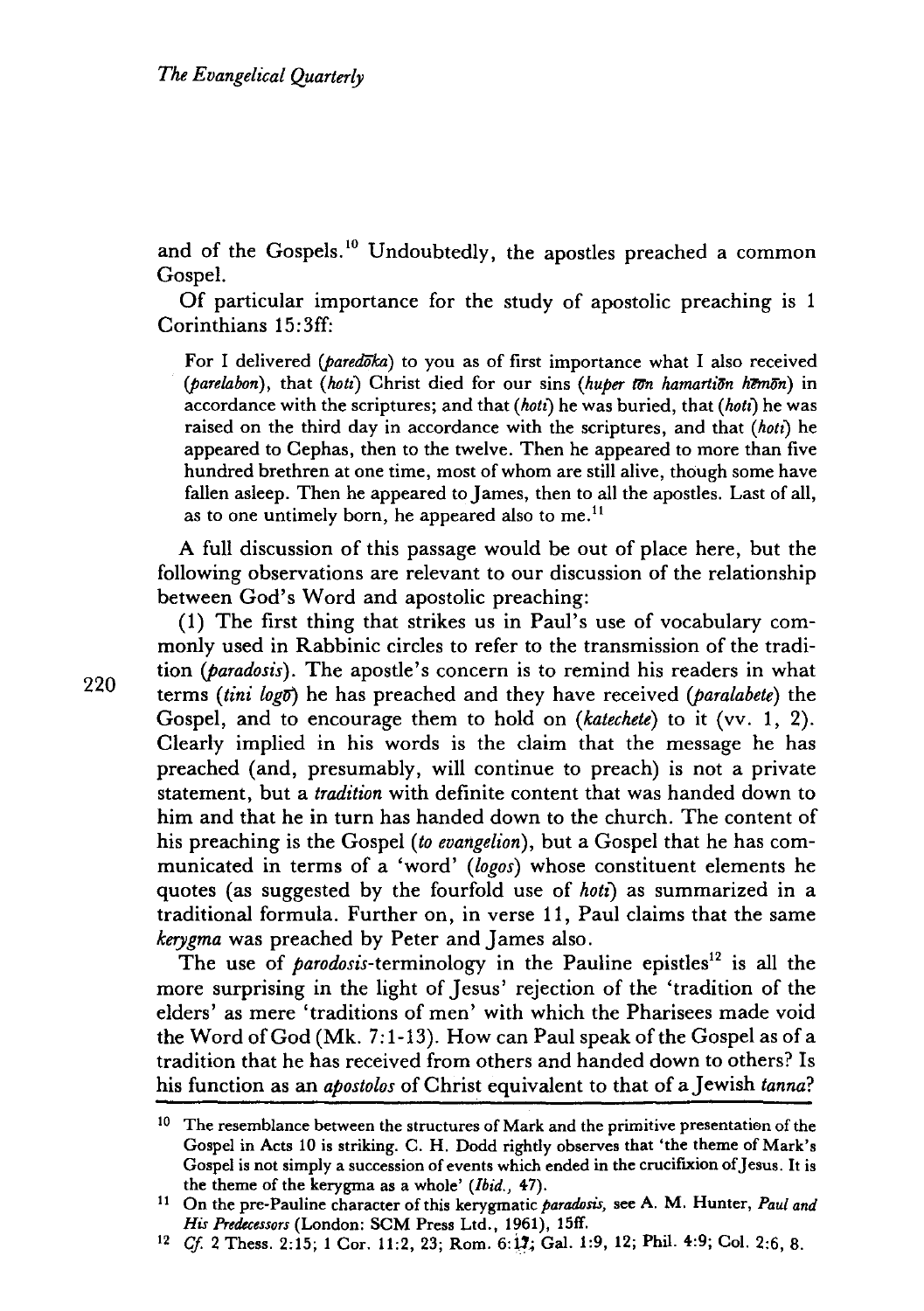and of the Gospels.[10] Undoubtedly, the apostles preached a common Gospel.

Of particular importance for the study of apostolic preaching is 1 Corinthians 15:3ff:

> For I delivered (*paredōka*) to you as of first importance what I also received (*parelabon*), that (*hoti*) Christ died for our sins (*huper tōn hamartiōn hēmōn*) in accordance with the scriptures; and that (*hoti*) he was buried, that (*hoti*) he was raised on the third day in accordance with the scriptures, and that (*hoti*) he appeared to Cephas, then to the twelve. Then he appeared to more than five hundred brethren at one time, most of whom are still alive, though some have fallen asleep. Then he appeared to James, then to all the apostles. Last of all, as to one untimely born, he appeared also to me.[11]

A full discussion of this passage would be out of place here, but the following observations are relevant to our discussion of the relationship between God's Word and apostolic preaching:

(1) The first thing that strikes us in Paul's use of vocabulary commonly used in Rabbinic circles to refer to the transmission of the tradition (*paradosis*). The apostle's concern is to remind his readers in what terms (*tini logō*) he has preached and they have received (*paralabete*) the Gospel, and to encourage them to hold on (*katechete*) to it (vv. 1, 2). Clearly implied in his words is the claim that the message he has preached (and, presumably, will continue to preach) is not a private statement, but a *tradition* with definite content that was handed down to him and that he in turn has handed down to the church. The content of his preaching is the Gospel (*to evangelion*), but a Gospel that he has communicated in terms of a 'word' (*logos*) whose constituent elements he quotes (as suggested by the fourfold use of *hoti*) as summarized in a traditional formula. Further on, in verse 11, Paul claims that the same *kerygma* was preached by Peter and James also.

The use of *parodosis*-terminology in the Pauline epistles[12] is all the more surprising in the light of Jesus' rejection of the 'tradition of the elders' as mere 'traditions of men' with which the Pharisees made void the Word of God (Mk. 7:1-13). How can Paul speak of the Gospel as of a tradition that he has received from others and handed down to others? Is his function as an *apostolos* of Christ equivalent to that of a Jewish *tanna*?

---

[10] The resemblance between the structures of Mark and the primitive presentation of the Gospel in Acts 10 is striking. C. H. Dodd rightly observes that 'the theme of Mark's Gospel is not simply a succession of events which ended in the crucifixion of Jesus. It is the theme of the kerygma as a whole' (*Ibid.*, 47).

[11] On the pre-Pauline character of this kerygmatic *paradosis*, see A. M. Hunter, *Paul and His Predecessors* (London: SCM Press Ltd., 1961), 15ff.

[12] *Cf.* 2 Thess. 2:15; 1 Cor. 11:2, 23; Rom. 6:17; Gal. 1:9, 12; Phil. 4:9; Col. 2:6, 8.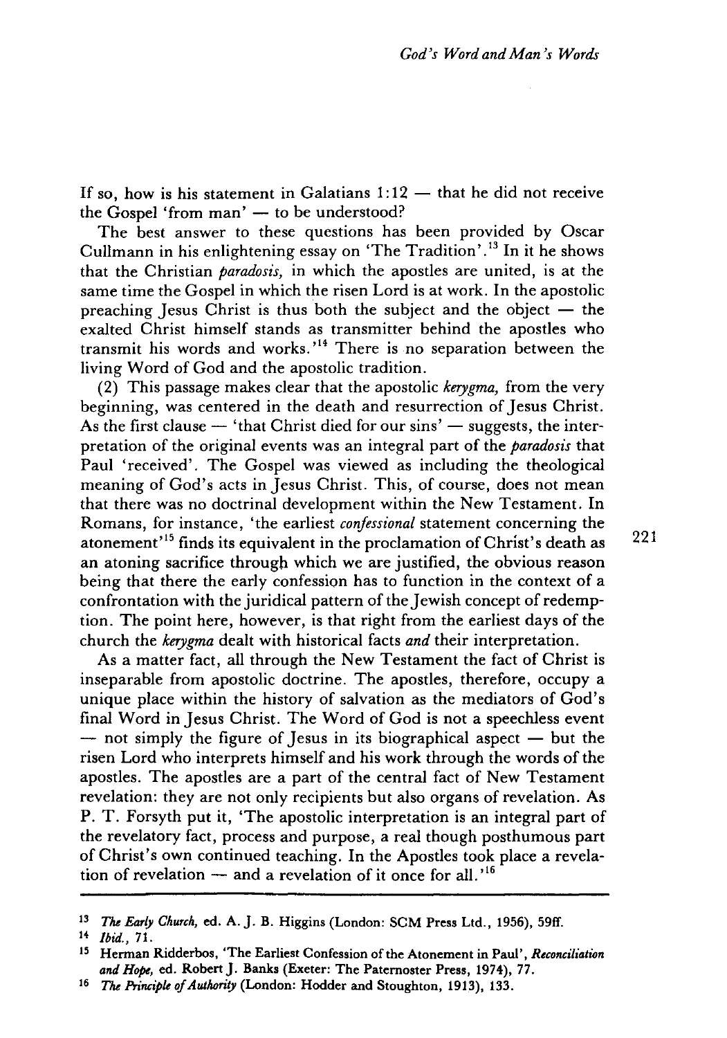If so, how is his statement in Galatians 1:12 — that he did not receive the Gospel 'from man' — to be understood?

The best answer to these questions has been provided by Oscar Cullmann in his enlightening essay on 'The Tradition'.[13] In it he shows that the Christian *paradosis,* in which the apostles are united, is at the same time the Gospel in which the risen Lord is at work. In the apostolic preaching Jesus Christ is thus both the subject and the object — the exalted Christ himself stands as transmitter behind the apostles who transmit his words and works.'[14] There is no separation between the living Word of God and the apostolic tradition.

(2) This passage makes clear that the apostolic *kerygma,* from the very beginning, was centered in the death and resurrection of Jesus Christ. As the first clause — 'that Christ died for our sins' — suggests, the interpretation of the original events was an integral part of the *paradosis* that Paul 'received'. The Gospel was viewed as including the theological meaning of God's acts in Jesus Christ. This, of course, does not mean that there was no doctrinal development within the New Testament. In Romans, for instance, 'the earliest *confessional* statement concerning the atonement'[15] finds its equivalent in the proclamation of Christ's death as an atoning sacrifice through which we are justified, the obvious reason being that there the early confession has to function in the context of a confrontation with the juridical pattern of the Jewish concept of redemption. The point here, however, is that right from the earliest days of the church the *kerygma* dealt with historical facts *and* their interpretation.

As a matter fact, all through the New Testament the fact of Christ is inseparable from apostolic doctrine. The apostles, therefore, occupy a unique place within the history of salvation as the mediators of God's final Word in Jesus Christ. The Word of God is not a speechless event — not simply the figure of Jesus in its biographical aspect — but the risen Lord who interprets himself and his work through the words of the apostles. The apostles are a part of the central fact of New Testament revelation: they are not only recipients but also organs of revelation. As P. T. Forsyth put it, 'The apostolic interpretation is an integral part of the revelatory fact, process and purpose, a real though posthumous part of Christ's own continued teaching. In the Apostles took place a revelation of revelation — and a revelation of it once for all.'[16]

---

[13] *The Early Church,* ed. A. J. B. Higgins (London: SCM Press Ltd., 1956), 59ff.

[14] *Ibid.,* 71.

[15] Herman Ridderbos, 'The Earliest Confession of the Atonement in Paul', *Reconciliation and Hope,* ed. Robert J. Banks (Exeter: The Paternoster Press, 1974), 77.

[16] *The Principle of Authority* (London: Hodder and Stoughton, 1913), 133.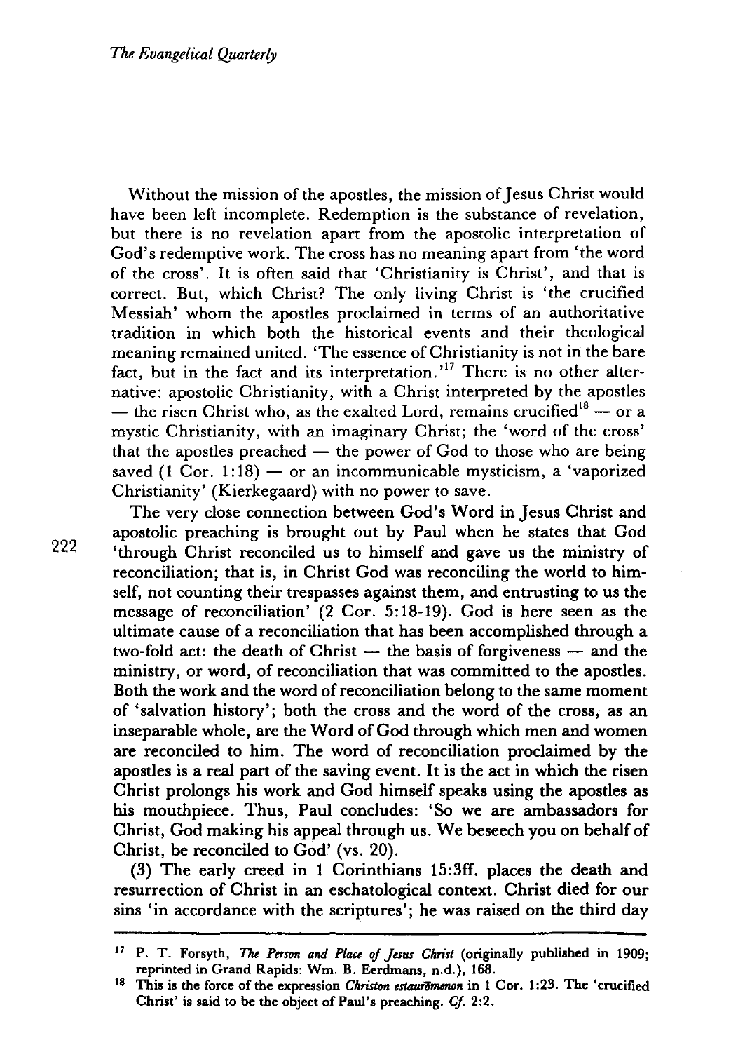Without the mission of the apostles, the mission of Jesus Christ would have been left incomplete. Redemption is the substance of revelation, but there is no revelation apart from the apostolic interpretation of God's redemptive work. The cross has no meaning apart from 'the word of the cross'. It is often said that 'Christianity is Christ', and that is correct. But, which Christ? The only living Christ is 'the crucified Messiah' whom the apostles proclaimed in terms of an authoritative tradition in which both the historical events and their theological meaning remained united. 'The essence of Christianity is not in the bare fact, but in the fact and its interpretation.'[17] There is no other alternative: apostolic Christianity, with a Christ interpreted by the apostles — the risen Christ who, as the exalted Lord, remains crucified[18] — or a mystic Christianity, with an imaginary Christ; the 'word of the cross' that the apostles preached — the power of God to those who are being saved (1 Cor. 1:18) — or an incommunicable mysticism, a 'vaporized Christianity' (Kierkegaard) with no power to save.

The very close connection between God's Word in Jesus Christ and apostolic preaching is brought out by Paul when he states that God 'through Christ reconciled us to himself and gave us the ministry of reconciliation; that is, in Christ God was reconciling the world to himself, not counting their trespasses against them, and entrusting to us the message of reconciliation' (2 Cor. 5:18-19). God is here seen as the ultimate cause of a reconciliation that has been accomplished through a two-fold act: the death of Christ — the basis of forgiveness — and the ministry, or word, of reconciliation that was committed to the apostles. Both the work and the word of reconciliation belong to the same moment of 'salvation history'; both the cross and the word of the cross, as an inseparable whole, are the Word of God through which men and women are reconciled to him. The word of reconciliation proclaimed by the apostles is a real part of the saving event. It is the act in which the risen Christ prolongs his work and God himself speaks using the apostles as his mouthpiece. Thus, Paul concludes: 'So we are ambassadors for Christ, God making his appeal through us. We beseech you on behalf of Christ, be reconciled to God' (vs. 20).

(3) The early creed in 1 Corinthians 15:3ff. places the death and resurrection of Christ in an eschatological context. Christ died for our sins 'in accordance with the scriptures'; he was raised on the third day

---

[17] P. T. Forsyth, *The Person and Place of Jesus Christ* (originally published in 1909; reprinted in Grand Rapids: Wm. B. Eerdmans, n.d.), 168.

[18] This is the force of the expression *Christon estaurōmenon* in 1 Cor. 1:23. The 'crucified Christ' is said to be the object of Paul's preaching. *Cf.* 2:2.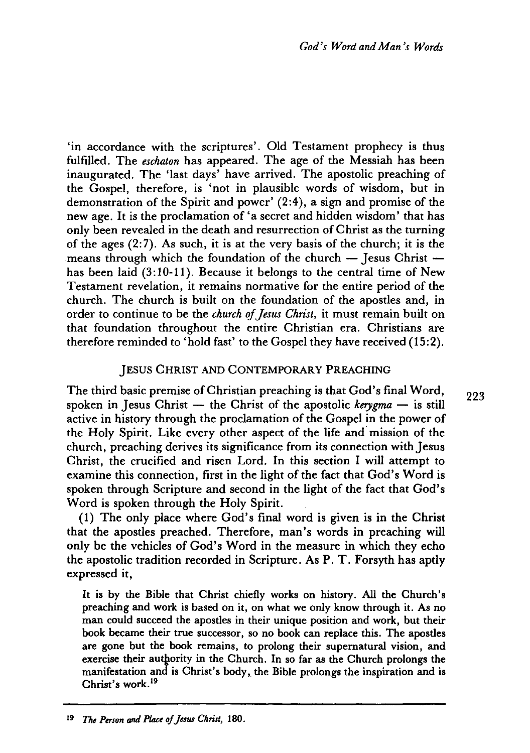'in accordance with the scriptures'. Old Testament prophecy is thus fulfilled. The *eschaton* has appeared. The age of the Messiah has been inaugurated. The 'last days' have arrived. The apostolic preaching of the Gospel, therefore, is 'not in plausible words of wisdom, but in demonstration of the Spirit and power' (2:4), a sign and promise of the new age. It is the proclamation of 'a secret and hidden wisdom' that has only been revealed in the death and resurrection of Christ as the turning of the ages (2:7). As such, it is at the very basis of the church; it is the means through which the foundation of the church — Jesus Christ — has been laid (3:10-11). Because it belongs to the central time of New Testament revelation, it remains normative for the entire period of the church. The church is built on the foundation of the apostles and, in order to continue to be the *church of Jesus Christ,* it must remain built on that foundation throughout the entire Christian era. Christians are therefore reminded to 'hold fast' to the Gospel they have received (15:2).

## JESUS CHRIST AND CONTEMPORARY PREACHING

The third basic premise of Christian preaching is that God's final Word, spoken in Jesus Christ — the Christ of the apostolic *kerygma* — is still active in history through the proclamation of the Gospel in the power of the Holy Spirit. Like every other aspect of the life and mission of the church, preaching derives its significance from its connection with Jesus Christ, the crucified and risen Lord. In this section I will attempt to examine this connection, first in the light of the fact that God's Word is spoken through Scripture and second in the light of the fact that God's Word is spoken through the Holy Spirit.

(1) The only place where God's final word is given is in the Christ that the apostles preached. Therefore, man's words in preaching will only be the vehicles of God's Word in the measure in which they echo the apostolic tradition recorded in Scripture. As P. T. Forsyth has aptly expressed it,

> It is by the Bible that Christ chiefly works on history. All the Church's preaching and work is based on it, on what we only know through it. As no man could succeed the apostles in their unique position and work, but their book became their true successor, so no book can replace this. The apostles are gone but the book remains, to prolong their supernatural vision, and exercise their authority in the Church. In so far as the Church prolongs the manifestation and is Christ's body, the Bible prolongs the inspiration and is Christ's work.[19]

---

[19] *The Person and Place of Jesus Christ,* 180.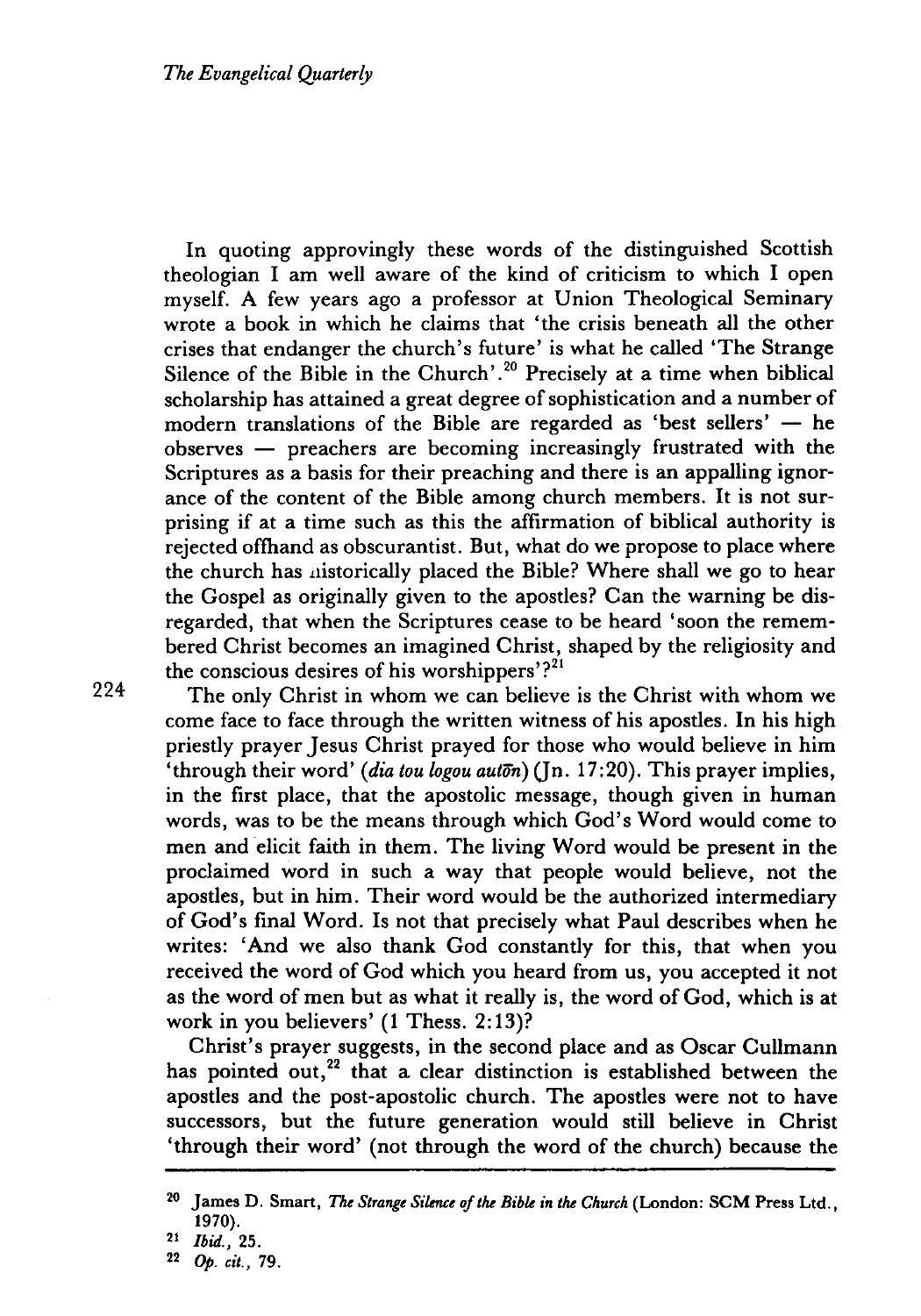In quoting approvingly these words of the distinguished Scottish theologian I am well aware of the kind of criticism to which I open myself. A few years ago a professor at Union Theological Seminary wrote a book in which he claims that 'the crisis beneath all the other crises that endanger the church's future' is what he called 'The Strange Silence of the Bible in the Church'.[20] Precisely at a time when biblical scholarship has attained a great degree of sophistication and a number of modern translations of the Bible are regarded as 'best sellers' — he observes — preachers are becoming increasingly frustrated with the Scriptures as a basis for their preaching and there is an appalling ignorance of the content of the Bible among church members. It is not surprising if at a time such as this the affirmation of biblical authority is rejected offhand as obscurantist. But, what do we propose to place where the church has historically placed the Bible? Where shall we go to hear the Gospel as originally given to the apostles? Can the warning be disregarded, that when the Scriptures cease to be heard 'soon the remembered Christ becomes an imagined Christ, shaped by the religiosity and the conscious desires of his worshippers'?[21]

The only Christ in whom we can believe is the Christ with whom we come face to face through the written witness of his apostles. In his high priestly prayer Jesus Christ prayed for those who would believe in him 'through their word' (*dia tou logou autōn*) (Jn. 17:20). This prayer implies, in the first place, that the apostolic message, though given in human words, was to be the means through which God's Word would come to men and elicit faith in them. The living Word would be present in the proclaimed word in such a way that people would believe, not the apostles, but in him. Their word would be the authorized intermediary of God's final Word. Is not that precisely what Paul describes when he writes: 'And we also thank God constantly for this, that when you received the word of God which you heard from us, you accepted it not as the word of men but as what it really is, the word of God, which is at work in you believers' (1 Thess. 2:13)?

Christ's prayer suggests, in the second place and as Oscar Cullmann has pointed out,[22] that a clear distinction is established between the apostles and the post-apostolic church. The apostles were not to have successors, but the future generation would still believe in Christ 'through their word' (not through the word of the church) because the

---

[20] James D. Smart, *The Strange Silence of the Bible in the Church* (London: SCM Press Ltd., 1970).

[21] *Ibid.*, 25.

[22] *Op. cit.*, 79.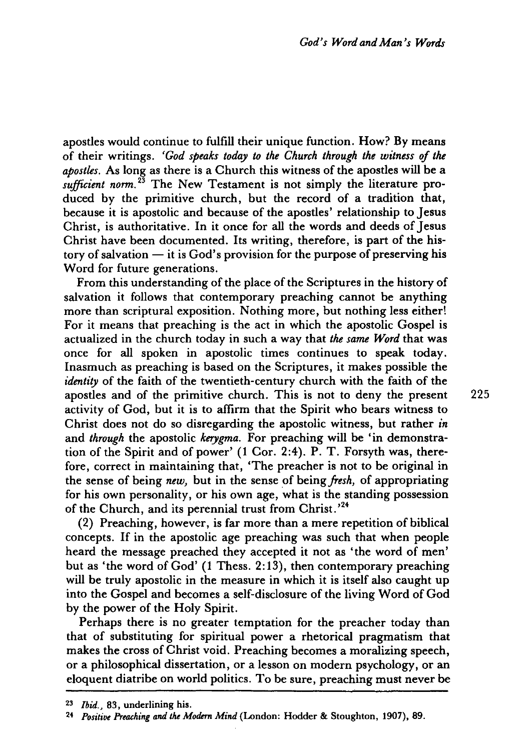apostles would continue to fulfill their unique function. How? By means of their writings. *'God speaks today to the Church through the witness of the apostles.* As long as there is a Church this witness of the apostles will be a *sufficient norm.*[23] The New Testament is not simply the literature produced by the primitive church, but the record of a tradition that, because it is apostolic and because of the apostles' relationship to Jesus Christ, is authoritative. In it once for all the words and deeds of Jesus Christ have been documented. Its writing, therefore, is part of the history of salvation — it is God's provision for the purpose of preserving his Word for future generations.

From this understanding of the place of the Scriptures in the history of salvation it follows that contemporary preaching cannot be anything more than scriptural exposition. Nothing more, but nothing less either! For it means that preaching is the act in which the apostolic Gospel is actualized in the church today in such a way that *the same Word* that was once for all spoken in apostolic times continues to speak today. Inasmuch as preaching is based on the Scriptures, it makes possible the *identity* of the faith of the twentieth-century church with the faith of the apostles and of the primitive church. This is not to deny the present activity of God, but it is to affirm that the Spirit who bears witness to Christ does not do so disregarding the apostolic witness, but rather *in* and *through* the apostolic *kerygma.* For preaching will be 'in demonstration of the Spirit and of power' (1 Cor. 2:4). P. T. Forsyth was, therefore, correct in maintaining that, 'The preacher is not to be original in the sense of being *new,* but in the sense of being *fresh,* of appropriating for his own personality, or his own age, what is the standing possession of the Church, and its perennial trust from Christ.'[24]

(2) Preaching, however, is far more than a mere repetition of biblical concepts. If in the apostolic age preaching was such that when people heard the message preached they accepted it not as 'the word of men' but as 'the word of God' (1 Thess. 2:13), then contemporary preaching will be truly apostolic in the measure in which it is itself also caught up into the Gospel and becomes a self-disclosure of the living Word of God by the power of the Holy Spirit.

Perhaps there is no greater temptation for the preacher today than that of substituting for spiritual power a rhetorical pragmatism that makes the cross of Christ void. Preaching becomes a moralizing speech, or a philosophical dissertation, or a lesson on modern psychology, or an eloquent diatribe on world politics. To be sure, preaching must never be

---

[23] *Ibid.*, 83, underlining his.

[24] *Positive Preaching and the Modern Mind* (London: Hodder & Stoughton, 1907), 89.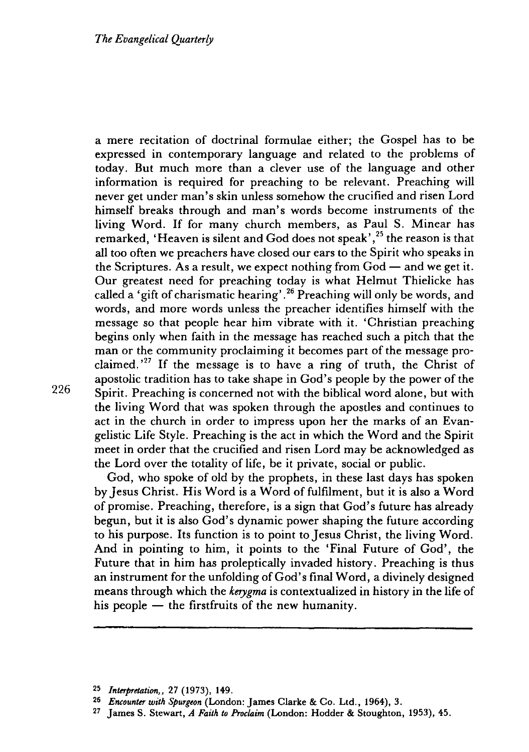a mere recitation of doctrinal formulae either; the Gospel has to be expressed in contemporary language and related to the problems of today. But much more than a clever use of the language and other information is required for preaching to be relevant. Preaching will never get under man's skin unless somehow the crucified and risen Lord himself breaks through and man's words become instruments of the living Word. If for many church members, as Paul S. Minear has remarked, 'Heaven is silent and God does not speak',[25] the reason is that all too often we preachers have closed our ears to the Spirit who speaks in the Scriptures. As a result, we expect nothing from God — and we get it. Our greatest need for preaching today is what Helmut Thielicke has called a 'gift of charismatic hearing'.[26] Preaching will only be words, and words, and more words unless the preacher identifies himself with the message so that people hear him vibrate with it. 'Christian preaching begins only when faith in the message has reached such a pitch that the man or the community proclaiming it becomes part of the message proclaimed.'[27] If the message is to have a ring of truth, the Christ of apostolic tradition has to take shape in God's people by the power of the Spirit. Preaching is concerned not with the biblical word alone, but with the living Word that was spoken through the apostles and continues to act in the church in order to impress upon her the marks of an Evangelistic Life Style. Preaching is the act in which the Word and the Spirit meet in order that the crucified and risen Lord may be acknowledged as the Lord over the totality of life, be it private, social or public.

God, who spoke of old by the prophets, in these last days has spoken by Jesus Christ. His Word is a Word of fulfilment, but it is also a Word of promise. Preaching, therefore, is a sign that God's future has already begun, but it is also God's dynamic power shaping the future according to his purpose. Its function is to point to Jesus Christ, the living Word. And in pointing to him, it points to the 'Final Future of God', the Future that in him has proleptically invaded history. Preaching is thus an instrument for the unfolding of God's final Word, a divinely designed means through which the *kerygma* is contextualized in history in the life of his people — the firstfruits of the new humanity.

---

[25] *Interpretation,*, 27 (1973), 149.

[26] *Encounter with Spurgeon* (London: James Clarke & Co. Ltd., 1964), 3.

[27] James S. Stewart, *A Faith to Proclaim* (London: Hodder & Stoughton, 1953), 45.